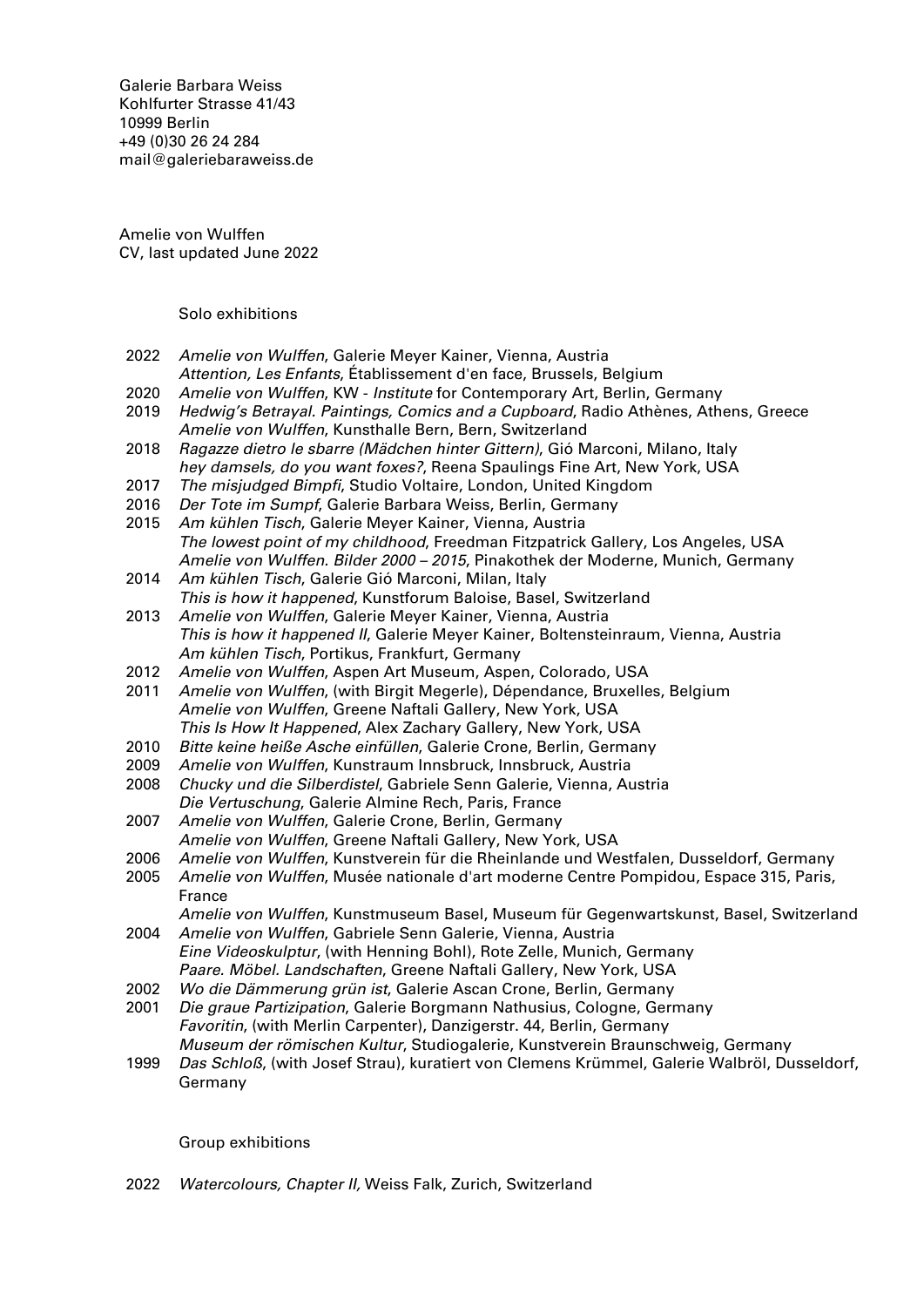Galerie Barbara Weiss
Kohlfurter Strasse 41/43
10999 Berlin
+49 (0)30 26 24 284
mail@galeriebaraweiss.de

Amelie von Wulffen
CV, last updated June 2022

## Solo exhibitions

2022 *Amelie von Wulffen*, Galerie Meyer Kainer, Vienna, Austria
*Attention, Les Enfants*, Établissement d'en face, Brussels, Belgium
2020 *Amelie von Wulffen*, KW - *Institute* for Contemporary Art, Berlin, Germany
2019 *Hedwig's Betrayal. Paintings, Comics and a Cupboard*, Radio Athènes, Athens, Greece
*Amelie von Wulffen*, Kunsthalle Bern, Bern, Switzerland
2018 *Ragazze dietro le sbarre (Mädchen hinter Gittern)*, Gió Marconi, Milano, Italy
*hey damsels, do you want foxes?*, Reena Spaulings Fine Art, New York, USA
2017 *The misjudged Bimpfi*, Studio Voltaire, London, United Kingdom
2016 *Der Tote im Sumpf*, Galerie Barbara Weiss, Berlin, Germany
2015 *Am kühlen Tisch*, Galerie Meyer Kainer, Vienna, Austria
*The lowest point of my childhood*, Freedman Fitzpatrick Gallery, Los Angeles, USA
*Amelie von Wulffen. Bilder 2000 – 2015*, Pinakothek der Moderne, Munich, Germany
2014 *Am kühlen Tisch*, Galerie Gió Marconi, Milan, Italy
*This is how it happened*, Kunstforum Baloise, Basel, Switzerland
2013 *Amelie von Wulffen*, Galerie Meyer Kainer, Vienna, Austria
*This is how it happened II*, Galerie Meyer Kainer, Boltensteinraum, Vienna, Austria
*Am kühlen Tisch*, Portikus, Frankfurt, Germany
2012 *Amelie von Wulffen*, Aspen Art Museum, Aspen, Colorado, USA
2011 *Amelie von Wulffen*, (with Birgit Megerle), Dépendance, Bruxelles, Belgium
*Amelie von Wulffen*, Greene Naftali Gallery, New York, USA
*This Is How It Happened*, Alex Zachary Gallery, New York, USA
2010 *Bitte keine heiße Asche einfüllen*, Galerie Crone, Berlin, Germany
2009 *Amelie von Wulffen*, Kunstraum Innsbruck, Innsbruck, Austria
2008 *Chucky und die Silberdistel*, Gabriele Senn Galerie, Vienna, Austria
*Die Vertuschung*, Galerie Almine Rech, Paris, France
2007 *Amelie von Wulffen*, Galerie Crone, Berlin, Germany
*Amelie von Wulffen*, Greene Naftali Gallery, New York, USA
2006 *Amelie von Wulffen*, Kunstverein für die Rheinlande und Westfalen, Dusseldorf, Germany
2005 *Amelie von Wulffen*, Musée nationale d'art moderne Centre Pompidou, Espace 315, Paris, France
*Amelie von Wulffen*, Kunstmuseum Basel, Museum für Gegenwartskunst, Basel, Switzerland
2004 *Amelie von Wulffen*, Gabriele Senn Galerie, Vienna, Austria
*Eine Videoskulptur*, (with Henning Bohl), Rote Zelle, Munich, Germany
*Paare. Möbel. Landschaften*, Greene Naftali Gallery, New York, USA
2002 *Wo die Dämmerung grün ist*, Galerie Ascan Crone, Berlin, Germany
2001 *Die graue Partizipation*, Galerie Borgmann Nathusius, Cologne, Germany
*Favoritin*, (with Merlin Carpenter), Danzigerstr. 44, Berlin, Germany
*Museum der römischen Kultur*, Studiogalerie, Kunstverein Braunschweig, Germany
1999 *Das Schloß*, (with Josef Strau), kuratiert von Clemens Krümmel, Galerie Walbröl, Dusseldorf, Germany

## Group exhibitions

2022 *Watercolours, Chapter II,* Weiss Falk, Zurich, Switzerland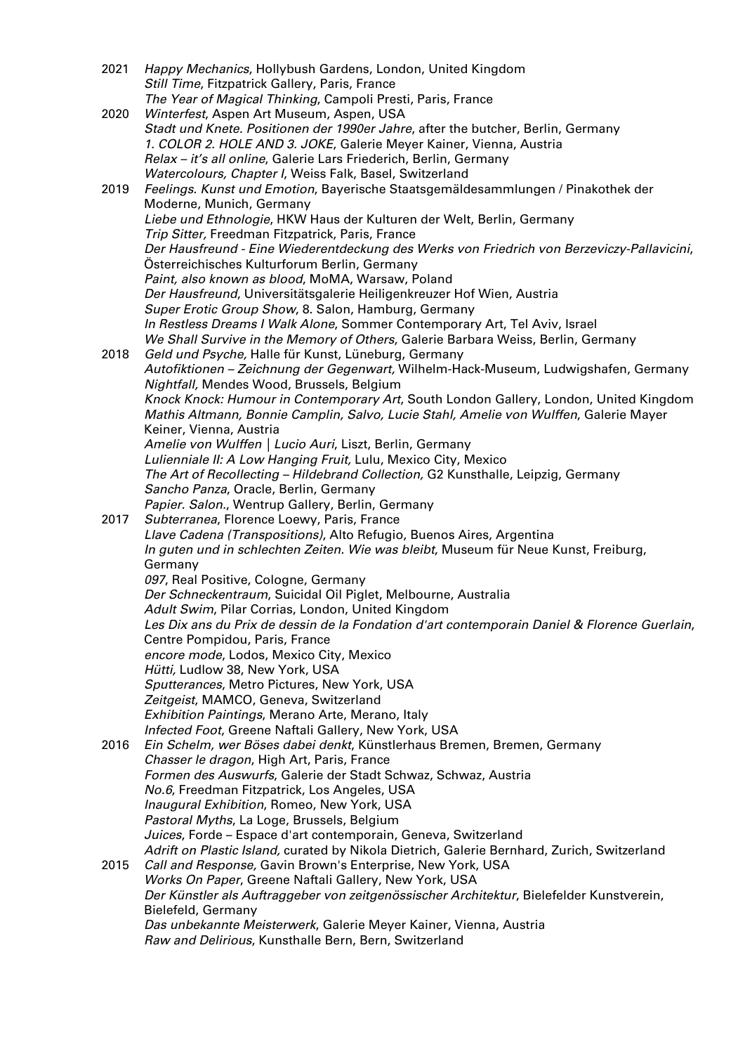2021 *Happy Mechanics*, Hollybush Gardens, London, United Kingdom
*Still Time*, Fitzpatrick Gallery, Paris, France
*The Year of Magical Thinking*, Campoli Presti, Paris, France

2020 *Winterfest*, Aspen Art Museum, Aspen, USA
*Stadt und Knete. Positionen der 1990er Jahre*, after the butcher, Berlin, Germany
*1. COLOR 2. HOLE AND 3. JOKE*, Galerie Meyer Kainer, Vienna, Austria
*Relax – it's all online*, Galerie Lars Friederich, Berlin, Germany
*Watercolours, Chapter I*, Weiss Falk, Basel, Switzerland

2019 *Feelings. Kunst und Emotion*, Bayerische Staatsgemäldesammlungen / Pinakothek der Moderne, Munich, Germany
*Liebe und Ethnologie*, HKW Haus der Kulturen der Welt, Berlin, Germany
*Trip Sitter,* Freedman Fitzpatrick, Paris, France
*Der Hausfreund - Eine Wiederentdeckung des Werks von Friedrich von Berzeviczy-Pallavicini*, Österreichisches Kulturforum Berlin, Germany
*Paint, also known as blood*, MoMA, Warsaw, Poland
*Der Hausfreund*, Universitätsgalerie Heiligenkreuzer Hof Wien, Austria
*Super Erotic Group Show*, 8. Salon, Hamburg, Germany
*In Restless Dreams I Walk Alone*, Sommer Contemporary Art, Tel Aviv, Israel
*We Shall Survive in the Memory of Others*, Galerie Barbara Weiss, Berlin, Germany

2018 *Geld und Psyche,* Halle für Kunst, Lüneburg, Germany
*Autofiktionen – Zeichnung der Gegenwart,* Wilhelm-Hack-Museum, Ludwigshafen, Germany
*Nightfall,* Mendes Wood, Brussels, Belgium
*Knock Knock: Humour in Contemporary Art*, South London Gallery, London, United Kingdom
*Mathis Altmann, Bonnie Camplin, Salvo, Lucie Stahl, Amelie von Wulffen*, Galerie Mayer Keiner, Vienna, Austria
*Amelie von Wulffen | Lucio Auri*, Liszt, Berlin, Germany
*Lulienniale II: A Low Hanging Fruit,* Lulu, Mexico City, Mexico
*The Art of Recollecting – Hildebrand Collection,* G2 Kunsthalle, Leipzig, Germany
*Sancho Panza*, Oracle, Berlin, Germany
*Papier. Salon.*, Wentrup Gallery, Berlin, Germany

2017 *Subterranea*, Florence Loewy, Paris, France
*Llave Cadena (Transpositions)*, Alto Refugio, Buenos Aires, Argentina
*In guten und in schlechten Zeiten. Wie was bleibt*, Museum für Neue Kunst, Freiburg, Germany
*097*, Real Positive, Cologne, Germany
*Der Schneckentraum*, Suicidal Oil Piglet, Melbourne, Australia
*Adult Swim*, Pilar Corrias, London, United Kingdom
*Les Dix ans du Prix de dessin de la Fondation d'art contemporain Daniel & Florence Guerlain*, Centre Pompidou, Paris, France
*encore mode*, Lodos, Mexico City, Mexico
*Hütti,* Ludlow 38, New York, USA
*Sputterances*, Metro Pictures, New York, USA
*Zeitgeist*, MAMCO, Geneva, Switzerland
*Exhibition Paintings*, Merano Arte, Merano, Italy
*Infected Foot*, Greene Naftali Gallery, New York, USA

2016 *Ein Schelm, wer Böses dabei denkt*, Künstlerhaus Bremen, Bremen, Germany
*Chasser le dragon*, High Art, Paris, France
*Formen des Auswurfs*, Galerie der Stadt Schwaz, Schwaz, Austria
*No.6*, Freedman Fitzpatrick, Los Angeles, USA
*Inaugural Exhibition*, Romeo, New York, USA
*Pastoral Myths*, La Loge, Brussels, Belgium
*Juices*, Forde – Espace d'art contemporain, Geneva, Switzerland
*Adrift on Plastic Island,* curated by Nikola Dietrich, Galerie Bernhard, Zurich, Switzerland

2015 *Call and Response,* Gavin Brown's Enterprise, New York, USA
*Works On Paper*, Greene Naftali Gallery, New York, USA
*Der Künstler als Auftraggeber von zeitgenössischer Architektur*, Bielefelder Kunstverein, Bielefeld, Germany
*Das unbekannte Meisterwerk*, Galerie Meyer Kainer, Vienna, Austria
*Raw and Delirious*, Kunsthalle Bern, Bern, Switzerland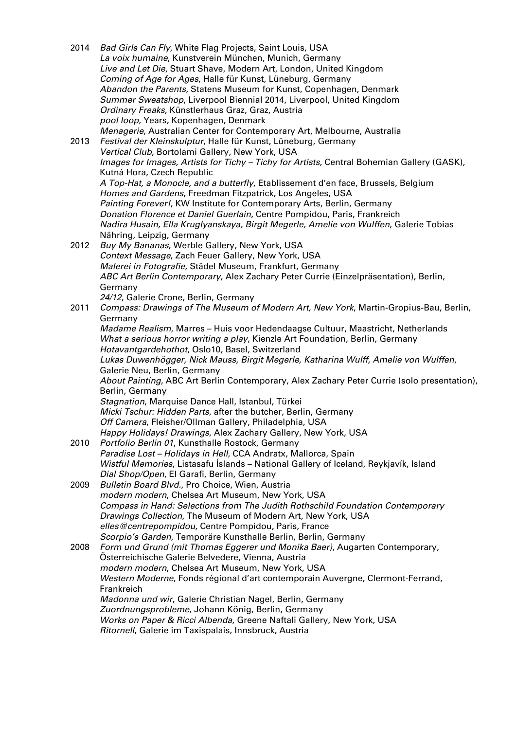2014 *Bad Girls Can Fly*, White Flag Projects, Saint Louis, USA
*La voix humaine*, Kunstverein München, Munich, Germany
*Live and Let Die*, Stuart Shave, Modern Art, London, United Kingdom
*Coming of Age for Ages*, Halle für Kunst, Lüneburg, Germany
*Abandon the Parents*, Statens Museum for Kunst, Copenhagen, Denmark
*Summer Sweatshop*, Liverpool Biennial 2014, Liverpool, United Kingdom
*Ordinary Freaks*, Künstlerhaus Graz, Graz, Austria
*pool loop*, Years, Kopenhagen, Denmark
*Menagerie*, Australian Center for Contemporary Art, Melbourne, Australia

2013 *Festival der Kleinskulptur*, Halle für Kunst, Lüneburg, Germany
*Vertical Club*, Bortolami Gallery, New York, USA
*Images for Images, Artists for Tichy – Tichy for Artists*, Central Bohemian Gallery (GASK), Kutná Hora, Czech Republic
*A Top-Hat, a Monocle, and a butterfly*, Etablissement d'en face, Brussels, Belgium
*Homes and Gardens*, Freedman Fitzpatrick, Los Angeles, USA
*Painting Forever!*, KW Institute for Contemporary Arts, Berlin, Germany
*Donation Florence et Daniel Guerlain*, Centre Pompidou, Paris, Frankreich
*Nadira Husain, Ella Kruglyanskaya, Birgit Megerle, Amelie von Wulffen*, Galerie Tobias Nähring, Leipzig, Germany

2012 *Buy My Bananas*, Werble Gallery, New York, USA
*Context Message*, Zach Feuer Gallery, New York, USA
*Malerei in Fotografie*, Städel Museum, Frankfurt, Germany
*ABC Art Berlin Contemporary*, Alex Zachary Peter Currie (Einzelpräsentation), Berlin, Germany
*24/12*, Galerie Crone, Berlin, Germany

2011 *Compass: Drawings of The Museum of Modern Art, New York*, Martin-Gropius-Bau, Berlin, Germany
*Madame Realism*, Marres – Huis voor Hedendaagse Cultuur, Maastricht, Netherlands
*What a serious horror writing a play*, Kienzle Art Foundation, Berlin, Germany
*Hotavantgardehothot*, Oslo10, Basel, Switzerland
*Lukas Duwenhögger, Nick Mauss, Birgit Megerle, Katharina Wulff, Amelie von Wulffen*, Galerie Neu, Berlin, Germany
*About Painting*, ABC Art Berlin Contemporary, Alex Zachary Peter Currie (solo presentation), Berlin, Germany
*Stagnation*, Marquise Dance Hall, Istanbul, Türkei
*Micki Tschur: Hidden Parts*, after the butcher, Berlin, Germany
*Off Camera*, Fleisher/Ollman Gallery, Philadelphia, USA
*Happy Holidays! Drawings*, Alex Zachary Gallery, New York, USA

2010 *Portfolio Berlin 01*, Kunsthalle Rostock, Germany
*Paradise Lost – Holidays in Hell*, CCA Andratx, Mallorca, Spain
*Wistful Memories*, Listasafu Íslands – National Gallery of Iceland, Reykjavík, Island
*Dial Shop/Open*, El Garafi, Berlin, Germany

2009 *Bulletin Board Blvd.*, Pro Choice, Wien, Austria
*modern modern*, Chelsea Art Museum, New York, USA
*Compass in Hand: Selections from The Judith Rothschild Foundation Contemporary Drawings Collection*, The Museum of Modern Art, New York, USA
*elles@centrepompidou*, Centre Pompidou, Paris, France
*Scorpio's Garden*, Temporäre Kunsthalle Berlin, Berlin, Germany

2008 *Form und Grund (mit Thomas Eggerer und Monika Baer)*, Augarten Contemporary, Österreichische Galerie Belvedere, Vienna, Austria
*modern modern*, Chelsea Art Museum, New York, USA
*Western Moderne*, Fonds régional d'art contemporain Auvergne, Clermont-Ferrand, Frankreich
*Madonna und wir*, Galerie Christian Nagel, Berlin, Germany
*Zuordnungsprobleme*, Johann König, Berlin, Germany
*Works on Paper & Ricci Albenda*, Greene Naftali Gallery, New York, USA
*Ritornell*, Galerie im Taxispalais, Innsbruck, Austria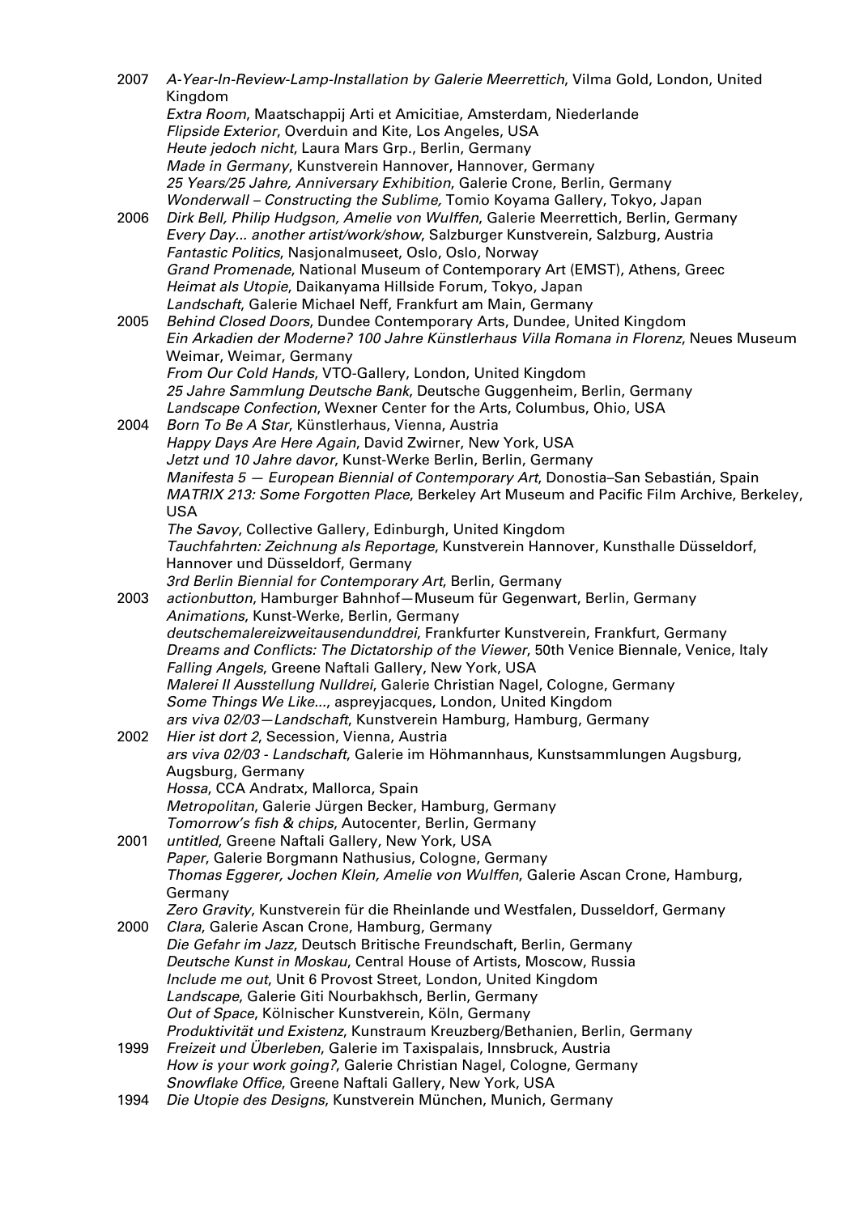2007 *A-Year-In-Review-Lamp-Installation by Galerie Meerrettich*, Vilma Gold, London, United Kingdom
*Extra Room*, Maatschappij Arti et Amicitiae, Amsterdam, Niederlande
*Flipside Exterior*, Overduin and Kite, Los Angeles, USA
*Heute jedoch nicht*, Laura Mars Grp., Berlin, Germany
*Made in Germany*, Kunstverein Hannover, Hannover, Germany
*25 Years/25 Jahre, Anniversary Exhibition*, Galerie Crone, Berlin, Germany
*Wonderwall – Constructing the Sublime,* Tomio Koyama Gallery, Tokyo, Japan

2006 *Dirk Bell, Philip Hudgson, Amelie von Wulffen*, Galerie Meerrettich, Berlin, Germany
*Every Day... another artist/work/show*, Salzburger Kunstverein, Salzburg, Austria
*Fantastic Politics*, Nasjonalmuseet, Oslo, Oslo, Norway
*Grand Promenade*, National Museum of Contemporary Art (EMST), Athens, Greec
*Heimat als Utopie*, Daikanyama Hillside Forum, Tokyo, Japan
*Landschaft*, Galerie Michael Neff, Frankfurt am Main, Germany

2005 *Behind Closed Doors*, Dundee Contemporary Arts, Dundee, United Kingdom
*Ein Arkadien der Moderne? 100 Jahre Künstlerhaus Villa Romana in Florenz*, Neues Museum Weimar, Weimar, Germany
*From Our Cold Hands*, VTO-Gallery, London, United Kingdom
*25 Jahre Sammlung Deutsche Bank*, Deutsche Guggenheim, Berlin, Germany
*Landscape Confection*, Wexner Center for the Arts, Columbus, Ohio, USA

2004 *Born To Be A Star*, Künstlerhaus, Vienna, Austria
*Happy Days Are Here Again*, David Zwirner, New York, USA
*Jetzt und 10 Jahre davor*, Kunst-Werke Berlin, Berlin, Germany
*Manifesta 5 — European Biennial of Contemporary Art*, Donostia–San Sebastián, Spain
*MATRIX 213: Some Forgotten Place*, Berkeley Art Museum and Pacific Film Archive, Berkeley, USA
*The Savoy*, Collective Gallery, Edinburgh, United Kingdom
*Tauchfahrten: Zeichnung als Reportage*, Kunstverein Hannover, Kunsthalle Düsseldorf, Hannover und Düsseldorf, Germany
*3rd Berlin Biennial for Contemporary Art*, Berlin, Germany

2003 *actionbutton*, Hamburger Bahnhof—Museum für Gegenwart, Berlin, Germany
*Animations*, Kunst-Werke, Berlin, Germany
*deutschemalereizweitausendunddrei*, Frankfurter Kunstverein, Frankfurt, Germany
*Dreams and Conflicts: The Dictatorship of the Viewer*, 50th Venice Biennale, Venice, Italy
*Falling Angels*, Greene Naftali Gallery, New York, USA
*Malerei II Ausstellung Nulldrei*, Galerie Christian Nagel, Cologne, Germany
*Some Things We Like...*, aspreyjacques, London, United Kingdom
*ars viva 02/03—Landschaft*, Kunstverein Hamburg, Hamburg, Germany

2002 *Hier ist dort 2*, Secession, Vienna, Austria
*ars viva 02/03 - Landschaft*, Galerie im Höhmannhaus, Kunstsammlungen Augsburg, Augsburg, Germany
*Hossa*, CCA Andratx, Mallorca, Spain
*Metropolitan*, Galerie Jürgen Becker, Hamburg, Germany
*Tomorrow's fish & chips*, Autocenter, Berlin, Germany

2001 *untitled*, Greene Naftali Gallery, New York, USA
*Paper*, Galerie Borgmann Nathusius, Cologne, Germany
*Thomas Eggerer, Jochen Klein, Amelie von Wulffen*, Galerie Ascan Crone, Hamburg, Germany
*Zero Gravity*, Kunstverein für die Rheinlande und Westfalen, Dusseldorf, Germany

2000 *Clara*, Galerie Ascan Crone, Hamburg, Germany
*Die Gefahr im Jazz*, Deutsch Britische Freundschaft, Berlin, Germany
*Deutsche Kunst in Moskau*, Central House of Artists, Moscow, Russia
*Include me out*, Unit 6 Provost Street, London, United Kingdom
*Landscape*, Galerie Giti Nourbakhsch, Berlin, Germany
*Out of Space*, Kölnischer Kunstverein, Köln, Germany
*Produktivität und Existenz*, Kunstraum Kreuzberg/Bethanien, Berlin, Germany

1999 *Freizeit und Überleben*, Galerie im Taxispalais, Innsbruck, Austria
*How is your work going?*, Galerie Christian Nagel, Cologne, Germany
*Snowflake Office*, Greene Naftali Gallery, New York, USA

1994 *Die Utopie des Designs*, Kunstverein München, Munich, Germany